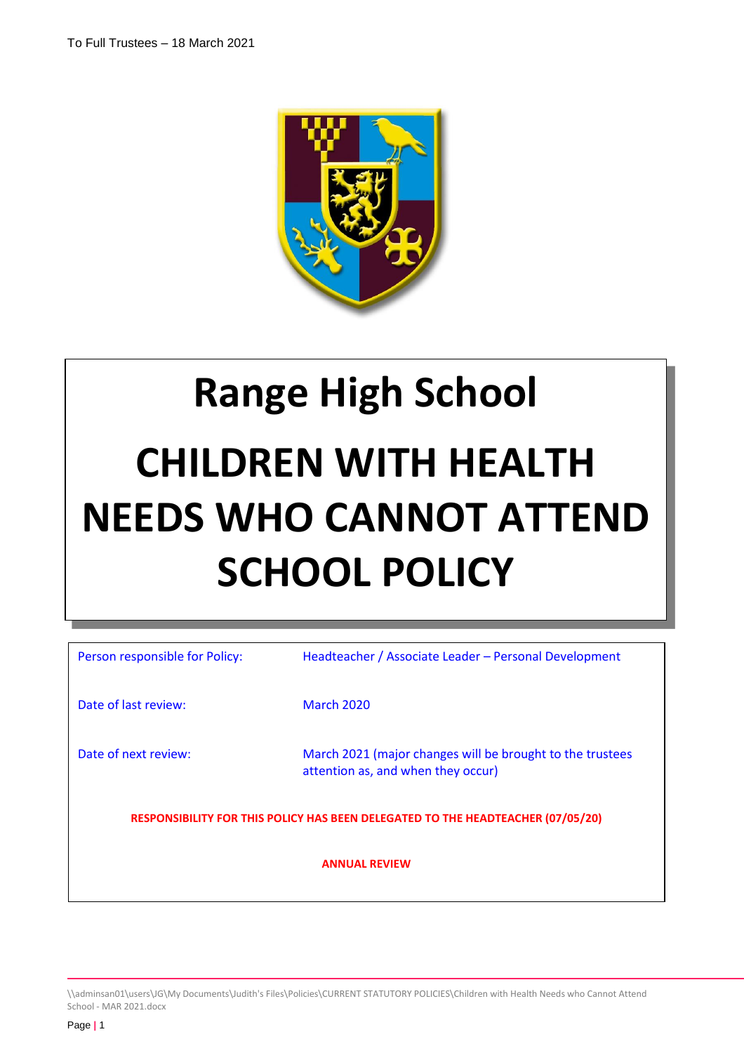To Full Trustees – 18 March 2021

# Range High School

# CHILDREN WITH HEALTH NEEDS WHO CANNOT ATTEND SCHOOL POLICY

| | |
|---|---|
| Person responsible for Policy: | Headteacher / Associate Leader – Personal Development |
| Date of last review: | March 2020 |
| Date of next review: | March 2021 (major changes will be brought to the trustees attention as, and when they occur) |

**RESPONSIBILITY FOR THIS POLICY HAS BEEN DELEGATED TO THE HEADTEACHER (07/05/20)**

**ANNUAL REVIEW**

\\adminsan01\users\JG\My Documents\Judith's Files\Policies\CURRENT STATUTORY POLICIES\Children with Health Needs who Cannot Attend School - MAR 2021.docx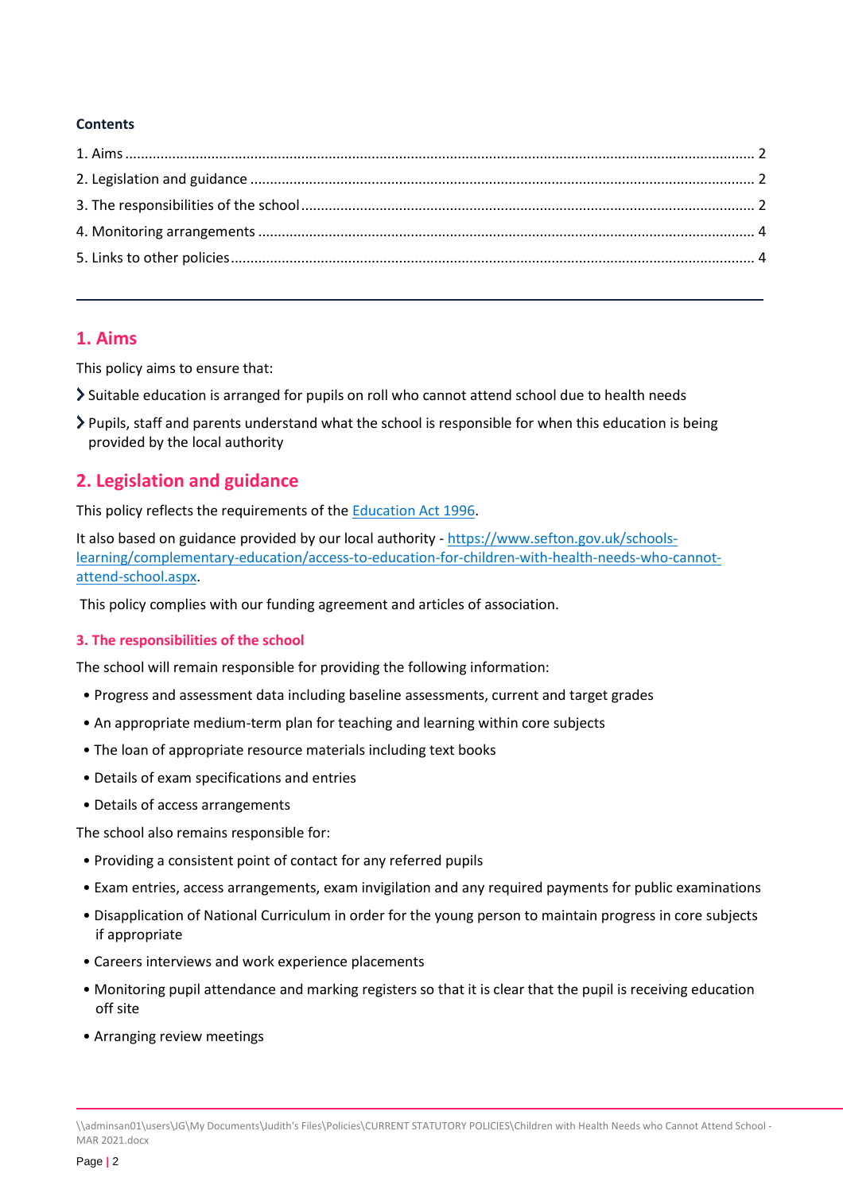**Contents**

1. Aims ........ 2
2. Legislation and guidance ........ 2
3. The responsibilities of the school ........ 2
4. Monitoring arrangements ........ 4
5. Links to other policies ........ 4

---

## 1. Aims

This policy aims to ensure that:

- Suitable education is arranged for pupils on roll who cannot attend school due to health needs
- Pupils, staff and parents understand what the school is responsible for when this education is being provided by the local authority

## 2. Legislation and guidance

This policy reflects the requirements of the [Education Act 1996](Education Act 1996).

It also based on guidance provided by our local authority - [https://www.sefton.gov.uk/schools-learning/complementary-education/access-to-education-for-children-with-health-needs-who-cannot-attend-school.aspx](https://www.sefton.gov.uk/schools-learning/complementary-education/access-to-education-for-children-with-health-needs-who-cannot-attend-school.aspx).

This policy complies with our funding agreement and articles of association.

### 3. The responsibilities of the school

The school will remain responsible for providing the following information:

- Progress and assessment data including baseline assessments, current and target grades
- An appropriate medium-term plan for teaching and learning within core subjects
- The loan of appropriate resource materials including text books
- Details of exam specifications and entries
- Details of access arrangements

The school also remains responsible for:

- Providing a consistent point of contact for any referred pupils
- Exam entries, access arrangements, exam invigilation and any required payments for public examinations
- Disapplication of National Curriculum in order for the young person to maintain progress in core subjects if appropriate
- Careers interviews and work experience placements
- Monitoring pupil attendance and marking registers so that it is clear that the pupil is receiving education off site
- Arranging review meetings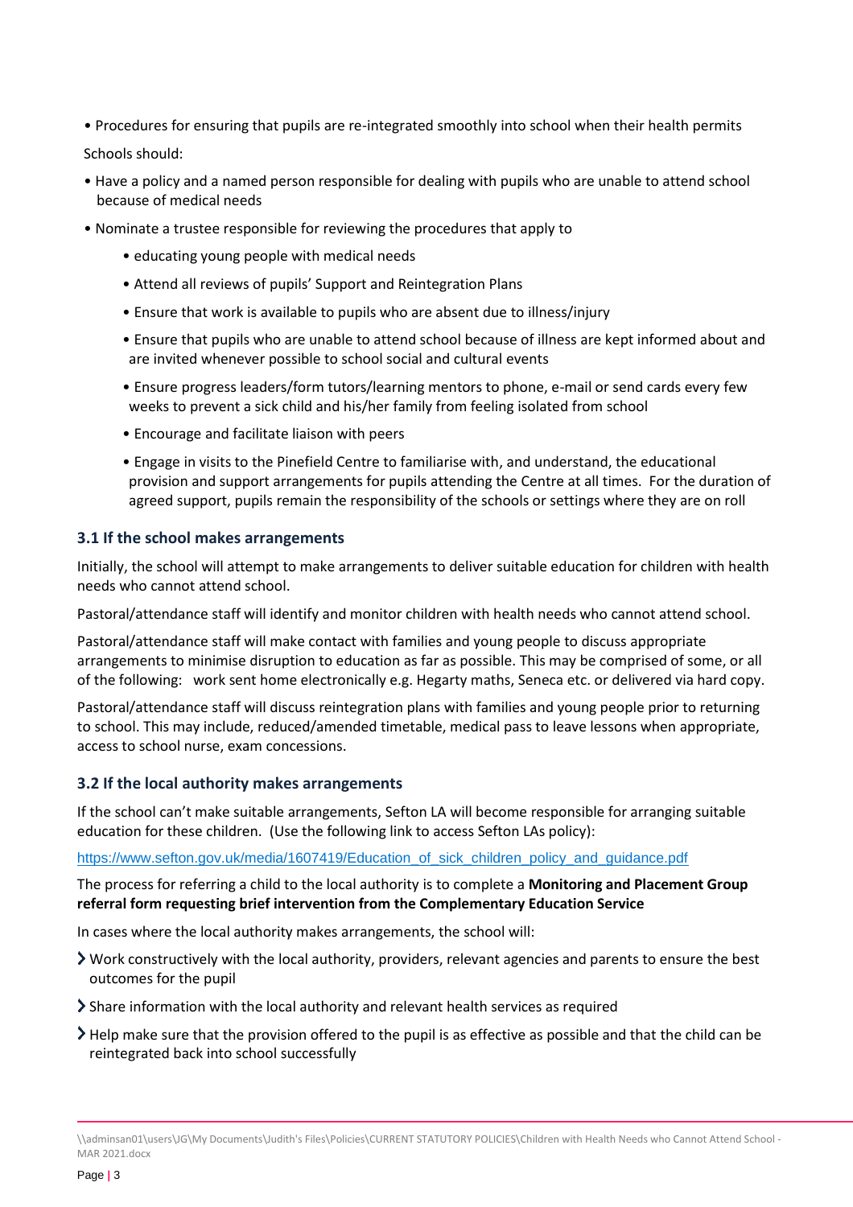- Procedures for ensuring that pupils are re-integrated smoothly into school when their health permits

Schools should:

- Have a policy and a named person responsible for dealing with pupils who are unable to attend school because of medical needs
- Nominate a trustee responsible for reviewing the procedures that apply to
  - educating young people with medical needs
  - Attend all reviews of pupils' Support and Reintegration Plans
  - Ensure that work is available to pupils who are absent due to illness/injury
  - Ensure that pupils who are unable to attend school because of illness are kept informed about and are invited whenever possible to school social and cultural events
  - Ensure progress leaders/form tutors/learning mentors to phone, e-mail or send cards every few weeks to prevent a sick child and his/her family from feeling isolated from school
  - Encourage and facilitate liaison with peers
  - Engage in visits to the Pinefield Centre to familiarise with, and understand, the educational provision and support arrangements for pupils attending the Centre at all times. For the duration of agreed support, pupils remain the responsibility of the schools or settings where they are on roll

### 3.1 If the school makes arrangements

Initially, the school will attempt to make arrangements to deliver suitable education for children with health needs who cannot attend school.

Pastoral/attendance staff will identify and monitor children with health needs who cannot attend school.

Pastoral/attendance staff will make contact with families and young people to discuss appropriate arrangements to minimise disruption to education as far as possible. This may be comprised of some, or all of the following: work sent home electronically e.g. Hegarty maths, Seneca etc. or delivered via hard copy.

Pastoral/attendance staff will discuss reintegration plans with families and young people prior to returning to school. This may include, reduced/amended timetable, medical pass to leave lessons when appropriate, access to school nurse, exam concessions.

### 3.2 If the local authority makes arrangements

If the school can't make suitable arrangements, Sefton LA will become responsible for arranging suitable education for these children. (Use the following link to access Sefton LAs policy):

https://www.sefton.gov.uk/media/1607419/Education_of_sick_children_policy_and_guidance.pdf

The process for referring a child to the local authority is to complete a **Monitoring and Placement Group referral form requesting brief intervention from the Complementary Education Service**

In cases where the local authority makes arrangements, the school will:

- Work constructively with the local authority, providers, relevant agencies and parents to ensure the best outcomes for the pupil
- Share information with the local authority and relevant health services as required
- Help make sure that the provision offered to the pupil is as effective as possible and that the child can be reintegrated back into school successfully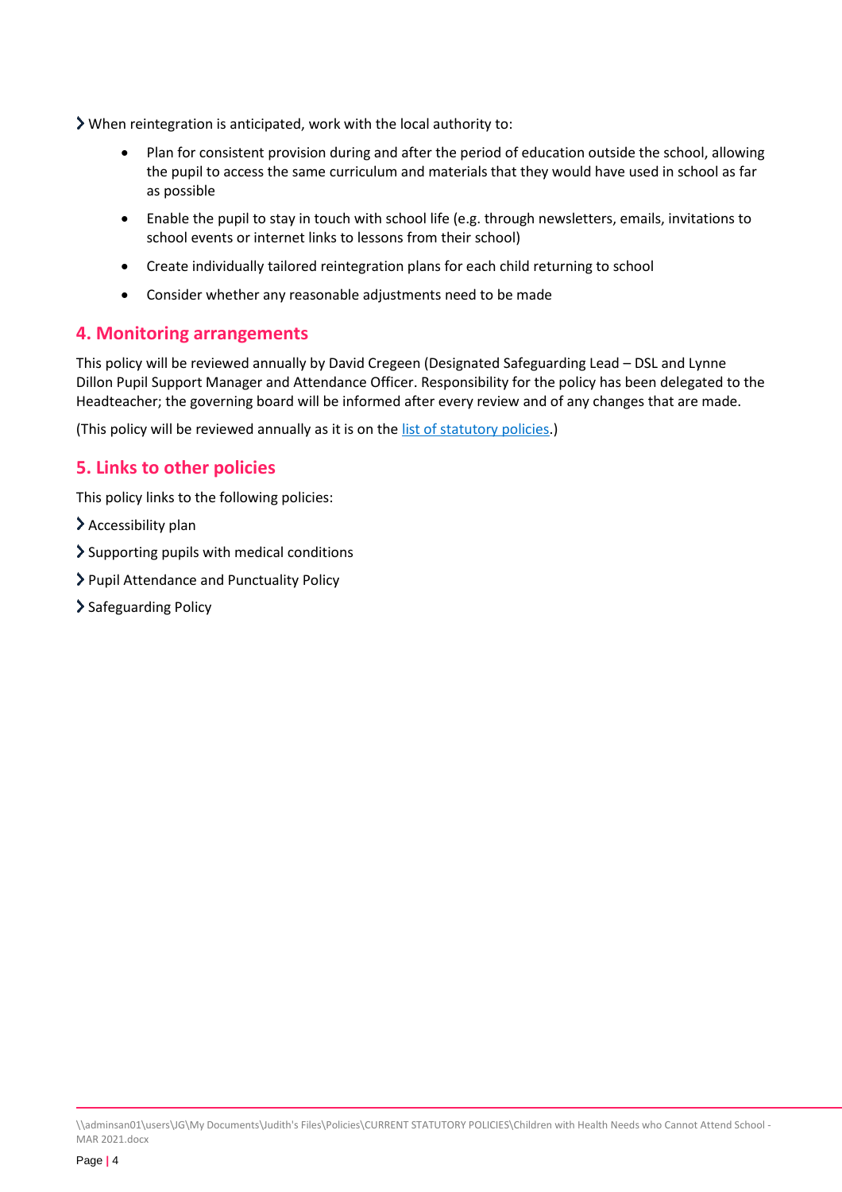- When reintegration is anticipated, work with the local authority to:
  - Plan for consistent provision during and after the period of education outside the school, allowing the pupil to access the same curriculum and materials that they would have used in school as far as possible
  - Enable the pupil to stay in touch with school life (e.g. through newsletters, emails, invitations to school events or internet links to lessons from their school)
  - Create individually tailored reintegration plans for each child returning to school
  - Consider whether any reasonable adjustments need to be made

## 4. Monitoring arrangements

This policy will be reviewed annually by David Cregeen (Designated Safeguarding Lead – DSL and Lynne Dillon Pupil Support Manager and Attendance Officer. Responsibility for the policy has been delegated to the Headteacher; the governing board will be informed after every review and of any changes that are made.

(This policy will be reviewed annually as it is on the list of statutory policies.)

## 5. Links to other policies

This policy links to the following policies:

- Accessibility plan
- Supporting pupils with medical conditions
- Pupil Attendance and Punctuality Policy
- Safeguarding Policy